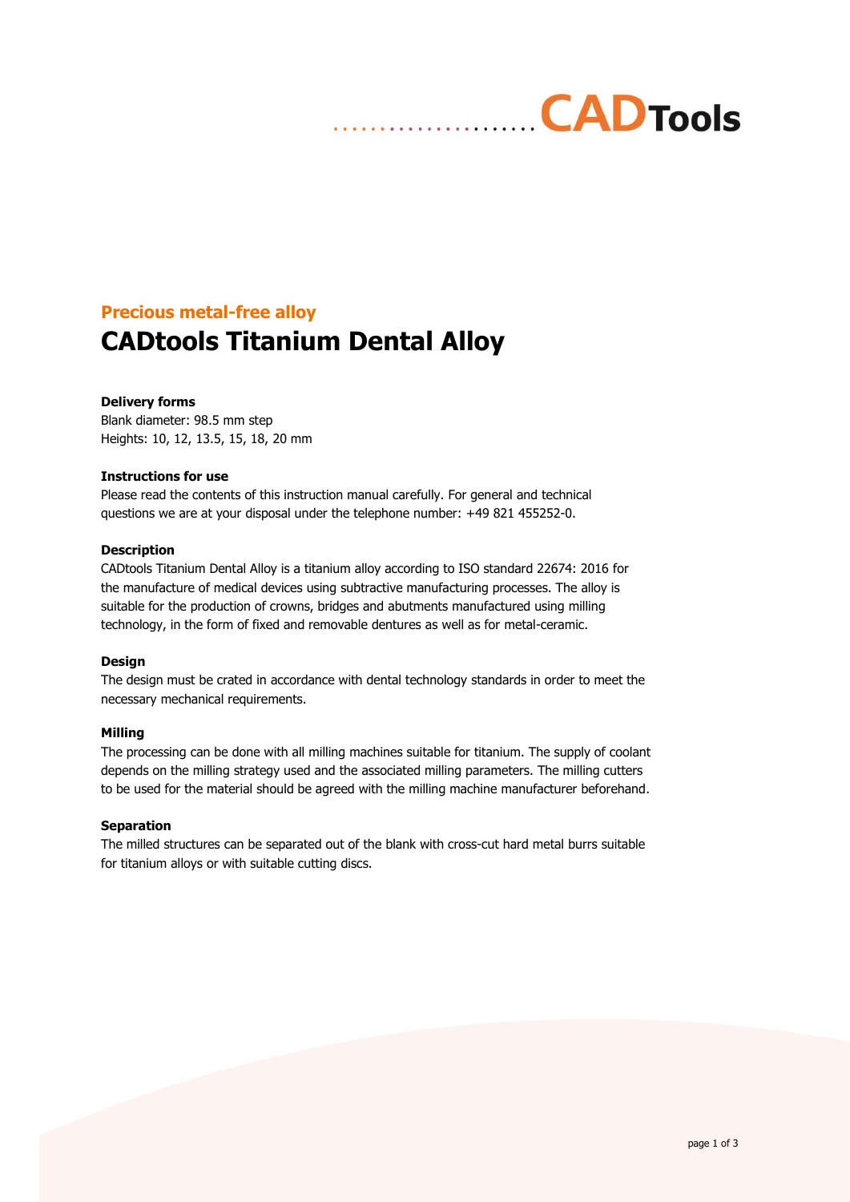**CADTools**

**Precious metal-free alloy**

# CADtools Titanium Dental Alloy

### Delivery forms

Blank diameter: 98.5 mm step
Heights: 10, 12, 13.5, 15, 18, 20 mm

### Instructions for use

Please read the contents of this instruction manual carefully. For general and technical questions we are at your disposal under the telephone number: +49 821 455252-0.

### Description

CADtools Titanium Dental Alloy is a titanium alloy according to ISO standard 22674: 2016 for the manufacture of medical devices using subtractive manufacturing processes. The alloy is suitable for the production of crowns, bridges and abutments manufactured using milling technology, in the form of fixed and removable dentures as well as for metal-ceramic.

### Design

The design must be crated in accordance with dental technology standards in order to meet the necessary mechanical requirements.

### Milling

The processing can be done with all milling machines suitable for titanium. The supply of coolant depends on the milling strategy used and the associated milling parameters. The milling cutters to be used for the material should be agreed with the milling machine manufacturer beforehand.

### Separation

The milled structures can be separated out of the blank with cross-cut hard metal burrs suitable for titanium alloys or with suitable cutting discs.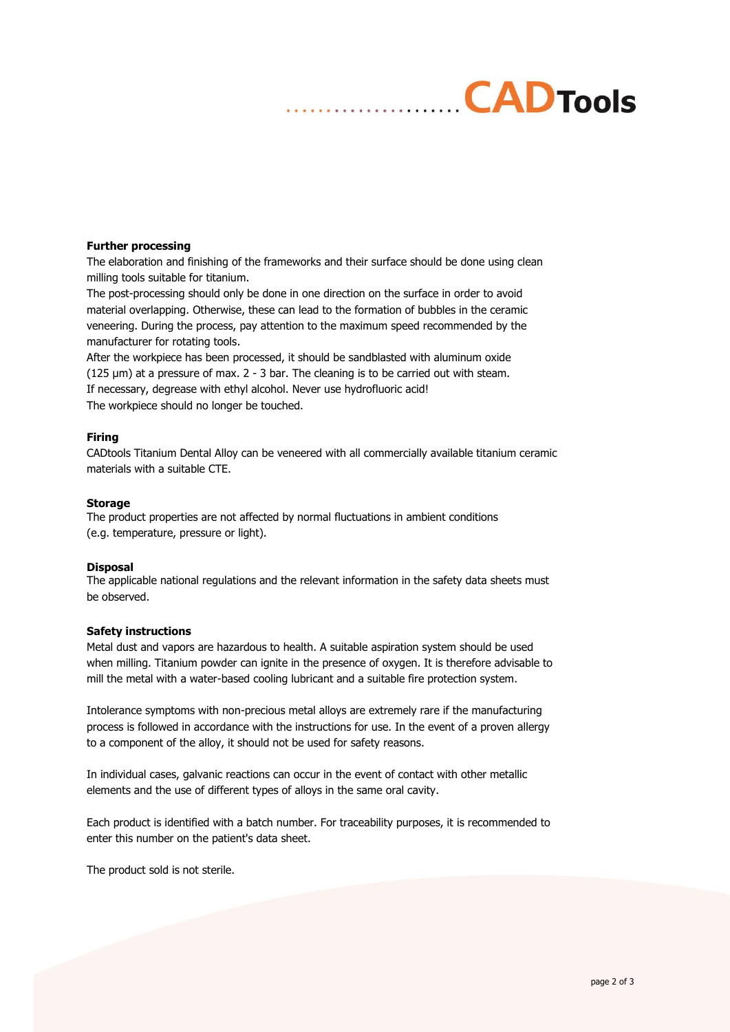**Further processing**

The elaboration and finishing of the frameworks and their surface should be done using clean milling tools suitable for titanium.
The post-processing should only be done in one direction on the surface in order to avoid material overlapping. Otherwise, these can lead to the formation of bubbles in the ceramic veneering. During the process, pay attention to the maximum speed recommended by the manufacturer for rotating tools.
After the workpiece has been processed, it should be sandblasted with aluminum oxide (125 µm) at a pressure of max. 2 - 3 bar. The cleaning is to be carried out with steam. If necessary, degrease with ethyl alcohol. Never use hydrofluoric acid!
The workpiece should no longer be touched.

**Firing**

CADtools Titanium Dental Alloy can be veneered with all commercially available titanium ceramic materials with a suitable CTE.

**Storage**

The product properties are not affected by normal fluctuations in ambient conditions (e.g. temperature, pressure or light).

**Disposal**

The applicable national regulations and the relevant information in the safety data sheets must be observed.

**Safety instructions**

Metal dust and vapors are hazardous to health. A suitable aspiration system should be used when milling. Titanium powder can ignite in the presence of oxygen. It is therefore advisable to mill the metal with a water-based cooling lubricant and a suitable fire protection system.

Intolerance symptoms with non-precious metal alloys are extremely rare if the manufacturing process is followed in accordance with the instructions for use. In the event of a proven allergy to a component of the alloy, it should not be used for safety reasons.

In individual cases, galvanic reactions can occur in the event of contact with other metallic elements and the use of different types of alloys in the same oral cavity.

Each product is identified with a batch number. For traceability purposes, it is recommended to enter this number on the patient's data sheet.

The product sold is not sterile.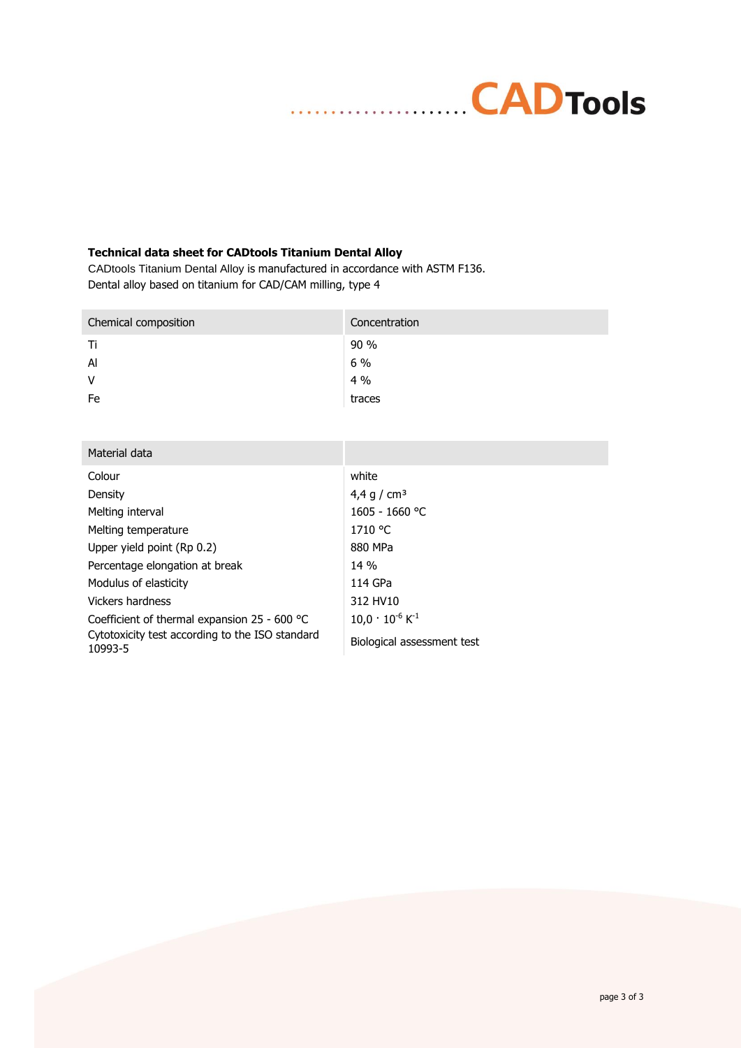**Technical data sheet for CADtools Titanium Dental Alloy**

CADtools Titanium Dental Alloy is manufactured in accordance with ASTM F136.
Dental alloy based on titanium for CAD/CAM milling, type 4

| Chemical composition | Concentration |
|---|---|
| Ti | 90 % |
| Al | 6 % |
| V | 4 % |
| Fe | traces |

| Material data | |
|---|---|
| Colour | white |
| Density | 4,4 g / cm³ |
| Melting interval | 1605 - 1660 °C |
| Melting temperature | 1710 °C |
| Upper yield point (Rp 0.2) | 880 MPa |
| Percentage elongation at break | 14 % |
| Modulus of elasticity | 114 GPa |
| Vickers hardness | 312 HV10 |
| Coefficient of thermal expansion 25 - 600 °C | $10{,}0 \cdot 10^{-6}\ K^{-1}$ |
| Cytotoxicity test according to the ISO standard 10993-5 | Biological assessment test |